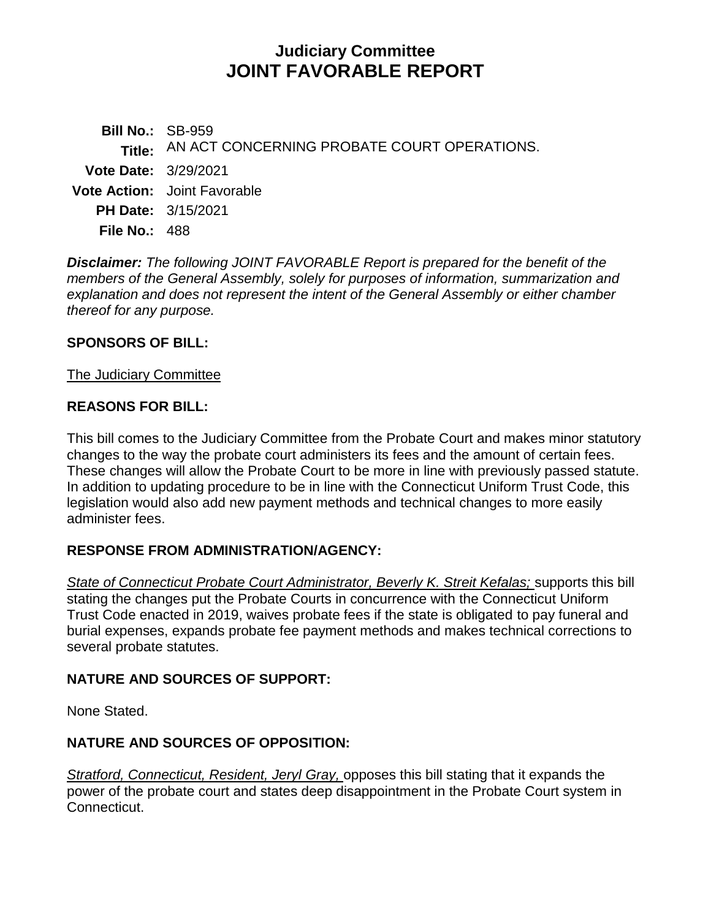# Judiciary Committee
# JOINT FAVORABLE REPORT

**Bill No.:** SB-959
**Title:** AN ACT CONCERNING PROBATE COURT OPERATIONS.
**Vote Date:** 3/29/2021
**Vote Action:** Joint Favorable
**PH Date:** 3/15/2021
**File No.:** 488

***Disclaimer:*** *The following JOINT FAVORABLE Report is prepared for the benefit of the members of the General Assembly, solely for purposes of information, summarization and explanation and does not represent the intent of the General Assembly or either chamber thereof for any purpose.*

## SPONSORS OF BILL:

The Judiciary Committee

## REASONS FOR BILL:

This bill comes to the Judiciary Committee from the Probate Court and makes minor statutory changes to the way the probate court administers its fees and the amount of certain fees. These changes will allow the Probate Court to be more in line with previously passed statute. In addition to updating procedure to be in line with the Connecticut Uniform Trust Code, this legislation would also add new payment methods and technical changes to more easily administer fees.

## RESPONSE FROM ADMINISTRATION/AGENCY:

*State of Connecticut Probate Court Administrator, Beverly K. Streit Kefalas;* supports this bill stating the changes put the Probate Courts in concurrence with the Connecticut Uniform Trust Code enacted in 2019, waives probate fees if the state is obligated to pay funeral and burial expenses, expands probate fee payment methods and makes technical corrections to several probate statutes.

## NATURE AND SOURCES OF SUPPORT:

None Stated.

## NATURE AND SOURCES OF OPPOSITION:

*Stratford, Connecticut, Resident, Jeryl Gray,* opposes this bill stating that it expands the power of the probate court and states deep disappointment in the Probate Court system in Connecticut.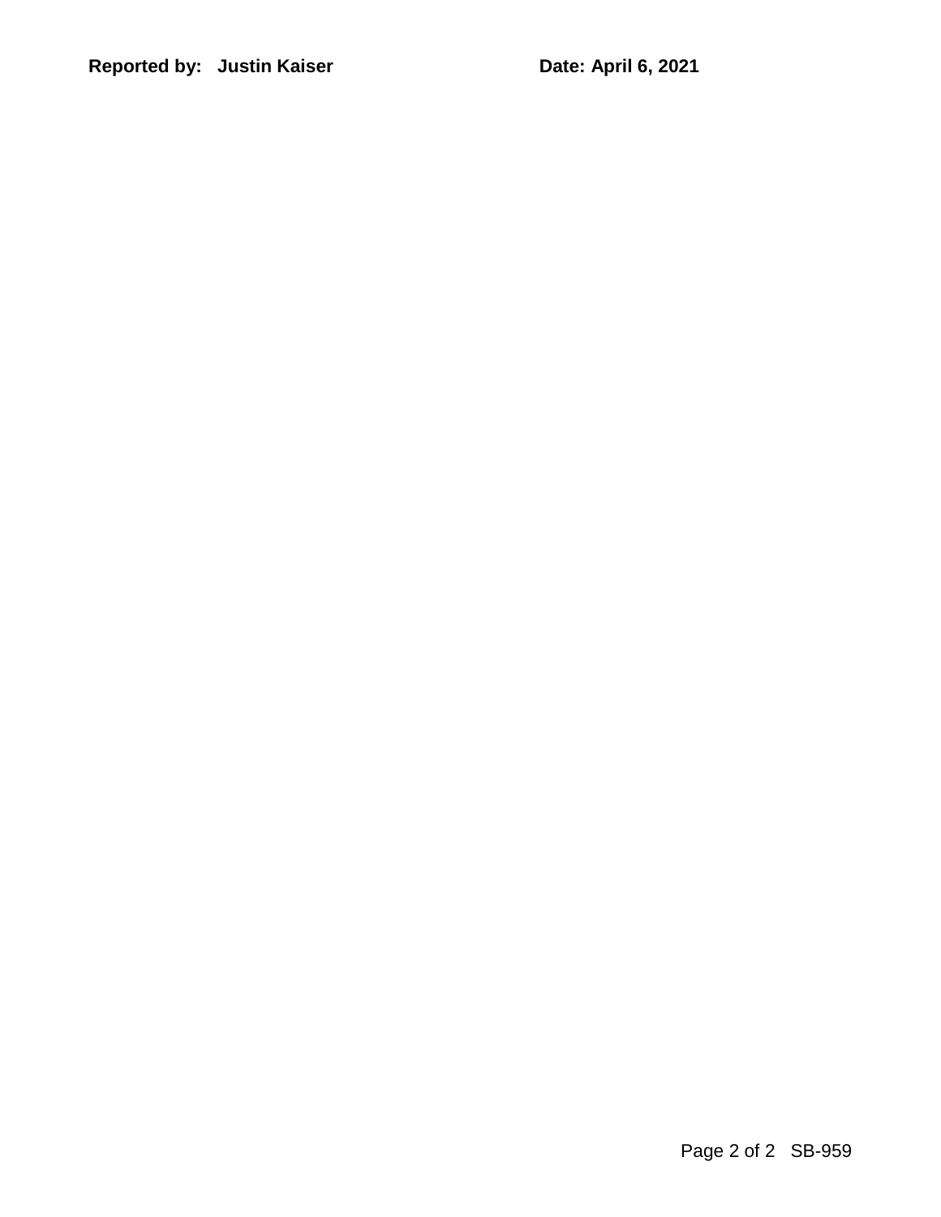**Reported by: Justin Kaiser** **Date: April 6, 2021**